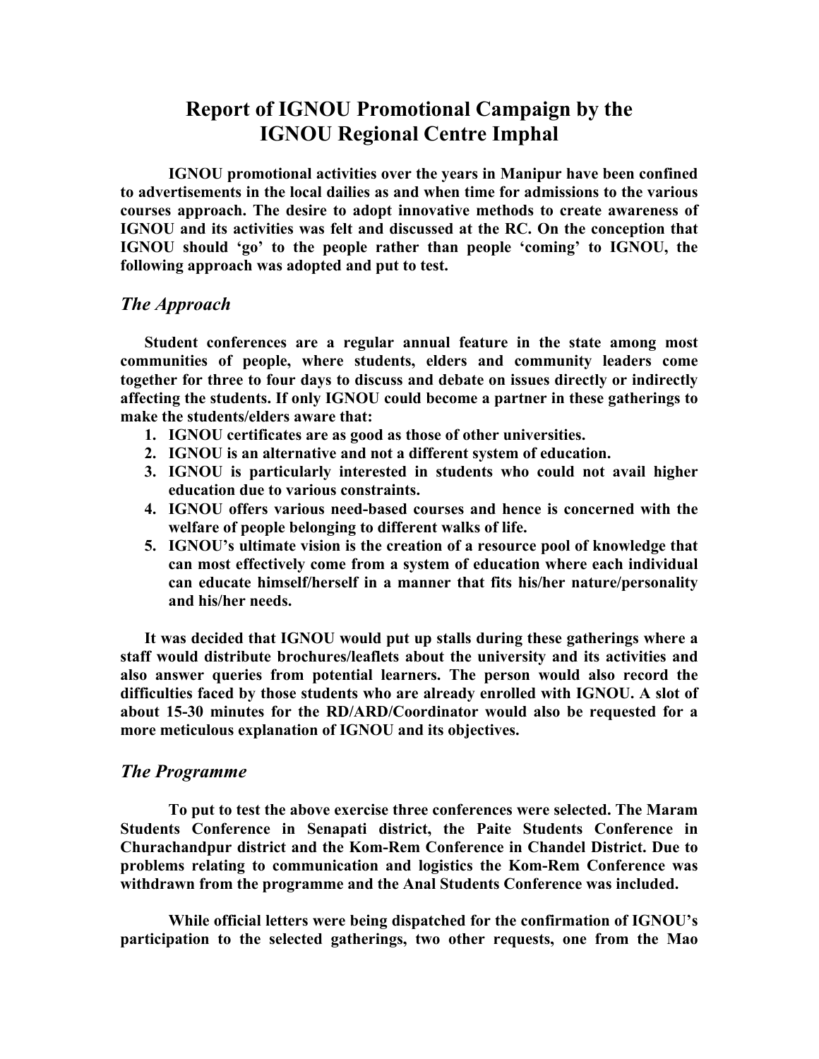# Report of IGNOU Promotional Campaign by the IGNOU Regional Centre Imphal

**IGNOU promotional activities over the years in Manipur have been confined to advertisements in the local dailies as and when time for admissions to the various courses approach. The desire to adopt innovative methods to create awareness of IGNOU and its activities was felt and discussed at the RC. On the conception that IGNOU should 'go' to the people rather than people 'coming' to IGNOU, the following approach was adopted and put to test.**

## *The Approach*

**Student conferences are a regular annual feature in the state among most communities of people, where students, elders and community leaders come together for three to four days to discuss and debate on issues directly or indirectly affecting the students. If only IGNOU could become a partner in these gatherings to make the students/elders aware that:**

1. **IGNOU certificates are as good as those of other universities.**
2. **IGNOU is an alternative and not a different system of education.**
3. **IGNOU is particularly interested in students who could not avail higher education due to various constraints.**
4. **IGNOU offers various need-based courses and hence is concerned with the welfare of people belonging to different walks of life.**
5. **IGNOU's ultimate vision is the creation of a resource pool of knowledge that can most effectively come from a system of education where each individual can educate himself/herself in a manner that fits his/her nature/personality and his/her needs.**

**It was decided that IGNOU would put up stalls during these gatherings where a staff would distribute brochures/leaflets about the university and its activities and also answer queries from potential learners. The person would also record the difficulties faced by those students who are already enrolled with IGNOU. A slot of about 15-30 minutes for the RD/ARD/Coordinator would also be requested for a more meticulous explanation of IGNOU and its objectives.**

## *The Programme*

**To put to test the above exercise three conferences were selected. The Maram Students Conference in Senapati district, the Paite Students Conference in Churachandpur district and the Kom-Rem Conference in Chandel District. Due to problems relating to communication and logistics the Kom-Rem Conference was withdrawn from the programme and the Anal Students Conference was included.**

**While official letters were being dispatched for the confirmation of IGNOU's participation to the selected gatherings, two other requests, one from the Mao**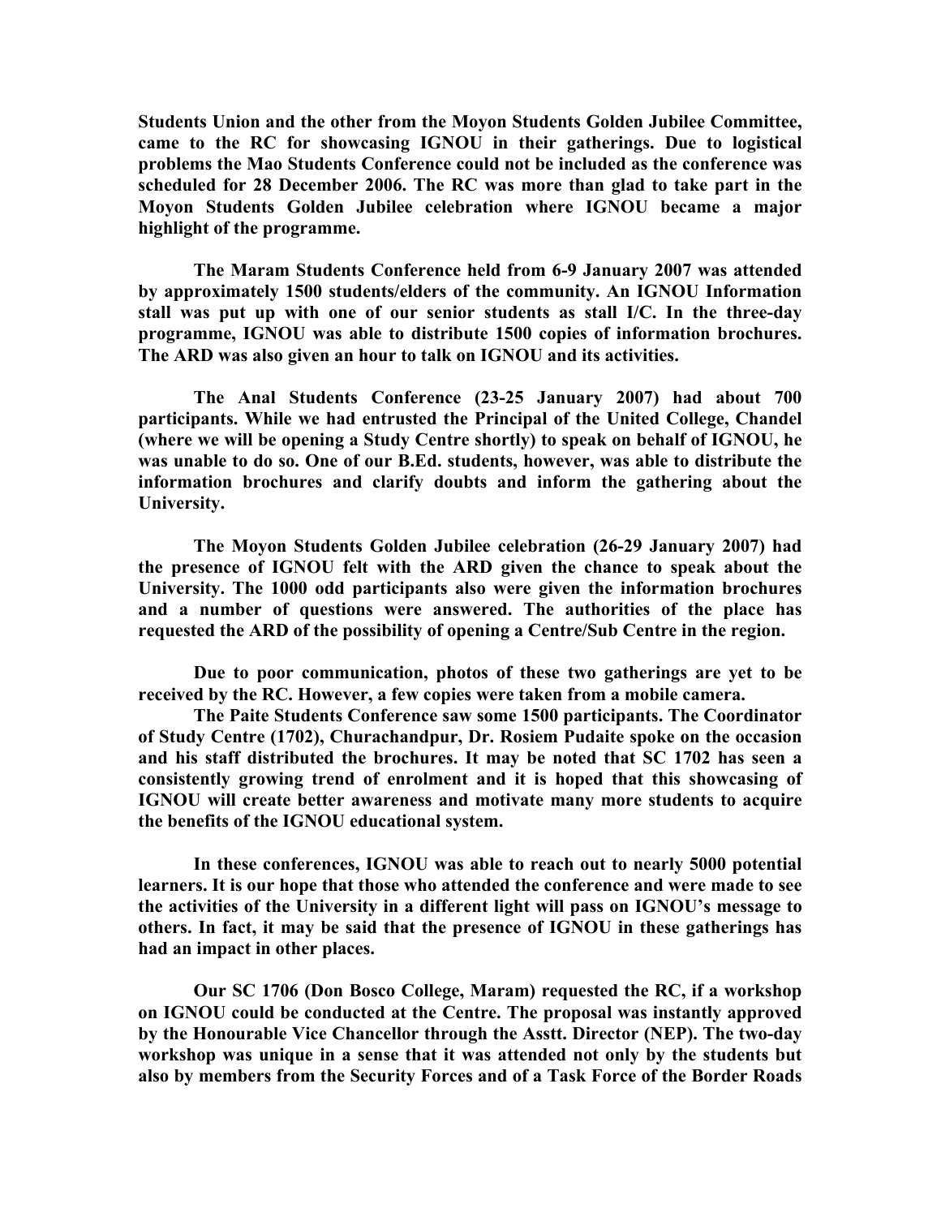**Students Union and the other from the Moyon Students Golden Jubilee Committee, came to the RC for showcasing IGNOU in their gatherings. Due to logistical problems the Mao Students Conference could not be included as the conference was scheduled for 28 December 2006. The RC was more than glad to take part in the Moyon Students Golden Jubilee celebration where IGNOU became a major highlight of the programme.**

**The Maram Students Conference held from 6-9 January 2007 was attended by approximately 1500 students/elders of the community. An IGNOU Information stall was put up with one of our senior students as stall I/C. In the three-day programme, IGNOU was able to distribute 1500 copies of information brochures. The ARD was also given an hour to talk on IGNOU and its activities.**

**The Anal Students Conference (23-25 January 2007) had about 700 participants. While we had entrusted the Principal of the United College, Chandel (where we will be opening a Study Centre shortly) to speak on behalf of IGNOU, he was unable to do so. One of our B.Ed. students, however, was able to distribute the information brochures and clarify doubts and inform the gathering about the University.**

**The Moyon Students Golden Jubilee celebration (26-29 January 2007) had the presence of IGNOU felt with the ARD given the chance to speak about the University. The 1000 odd participants also were given the information brochures and a number of questions were answered. The authorities of the place has requested the ARD of the possibility of opening a Centre/Sub Centre in the region.**

**Due to poor communication, photos of these two gatherings are yet to be received by the RC. However, a few copies were taken from a mobile camera.**

**The Paite Students Conference saw some 1500 participants. The Coordinator of Study Centre (1702), Churachandpur, Dr. Rosiem Pudaite spoke on the occasion and his staff distributed the brochures. It may be noted that SC 1702 has seen a consistently growing trend of enrolment and it is hoped that this showcasing of IGNOU will create better awareness and motivate many more students to acquire the benefits of the IGNOU educational system.**

**In these conferences, IGNOU was able to reach out to nearly 5000 potential learners. It is our hope that those who attended the conference and were made to see the activities of the University in a different light will pass on IGNOU's message to others. In fact, it may be said that the presence of IGNOU in these gatherings has had an impact in other places.**

**Our SC 1706 (Don Bosco College, Maram) requested the RC, if a workshop on IGNOU could be conducted at the Centre. The proposal was instantly approved by the Honourable Vice Chancellor through the Asstt. Director (NEP). The two-day workshop was unique in a sense that it was attended not only by the students but also by members from the Security Forces and of a Task Force of the Border Roads**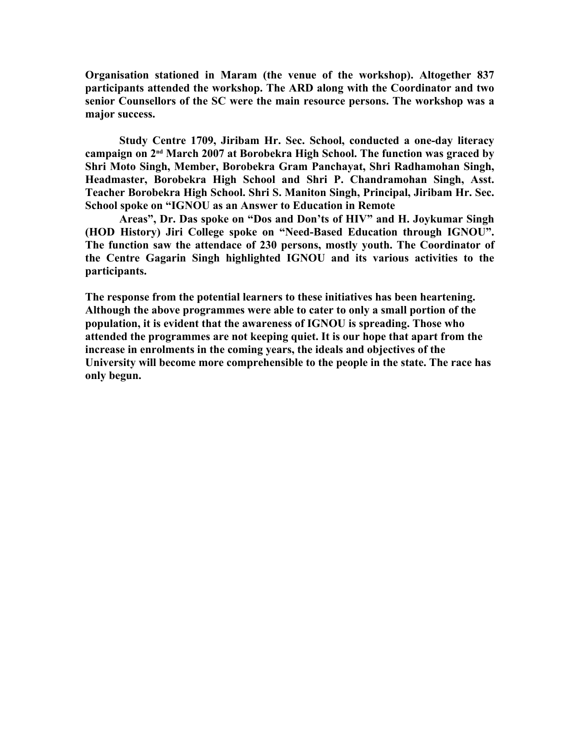**Organisation stationed in Maram (the venue of the workshop). Altogether 837 participants attended the workshop. The ARD along with the Coordinator and two senior Counsellors of the SC were the main resource persons. The workshop was a major success.**

**Study Centre 1709, Jiribam Hr. Sec. School, conducted a one-day literacy campaign on 2nd March 2007 at Borobekra High School. The function was graced by Shri Moto Singh, Member, Borobekra Gram Panchayat, Shri Radhamohan Singh, Headmaster, Borobekra High School and Shri P. Chandramohan Singh, Asst. Teacher Borobekra High School. Shri S. Maniton Singh, Principal, Jiribam Hr. Sec. School spoke on "IGNOU as an Answer to Education in Remote**

**Areas", Dr. Das spoke on "Dos and Don'ts of HIV" and H. Joykumar Singh (HOD History) Jiri College spoke on "Need-Based Education through IGNOU". The function saw the attendace of 230 persons, mostly youth. The Coordinator of the Centre Gagarin Singh highlighted IGNOU and its various activities to the participants.**

**The response from the potential learners to these initiatives has been heartening. Although the above programmes were able to cater to only a small portion of the population, it is evident that the awareness of IGNOU is spreading. Those who attended the programmes are not keeping quiet. It is our hope that apart from the increase in enrolments in the coming years, the ideals and objectives of the University will become more comprehensible to the people in the state. The race has only begun.**